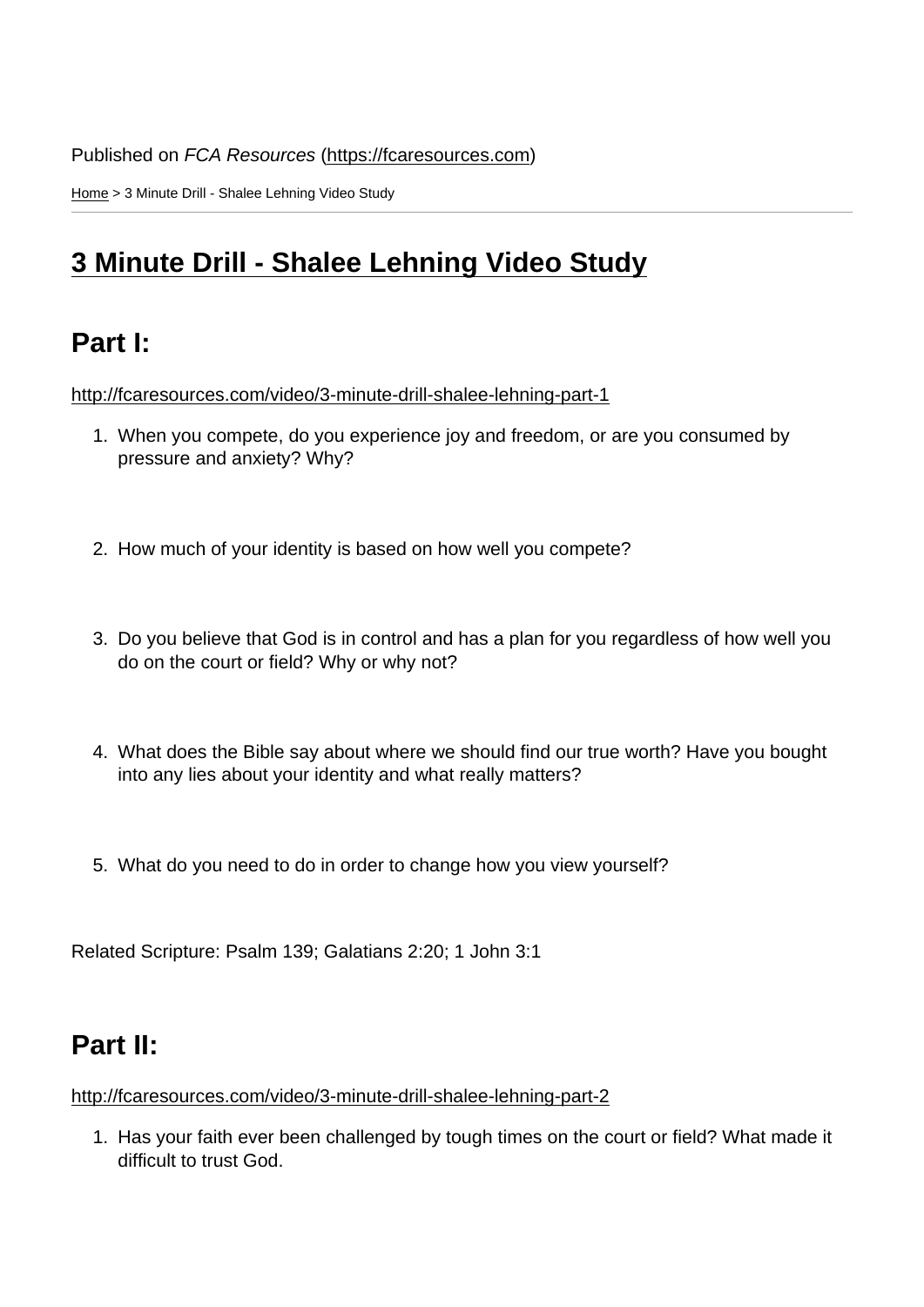Published on *FCA Resources* (https://fcaresources.com)

Home > 3 Minute Drill - Shalee Lehning Video Study

# 3 Minute Drill - Shalee Lehning Video Study

## Part I:

http://fcaresources.com/video/3-minute-drill-shalee-lehning-part-1

1. When you compete, do you experience joy and freedom, or are you consumed by pressure and anxiety? Why?
2. How much of your identity is based on how well you compete?
3. Do you believe that God is in control and has a plan for you regardless of how well you do on the court or field? Why or why not?
4. What does the Bible say about where we should find our true worth? Have you bought into any lies about your identity and what really matters?
5. What do you need to do in order to change how you view yourself?

Related Scripture: Psalm 139; Galatians 2:20; 1 John 3:1

## Part II:

http://fcaresources.com/video/3-minute-drill-shalee-lehning-part-2

1. Has your faith ever been challenged by tough times on the court or field? What made it difficult to trust God.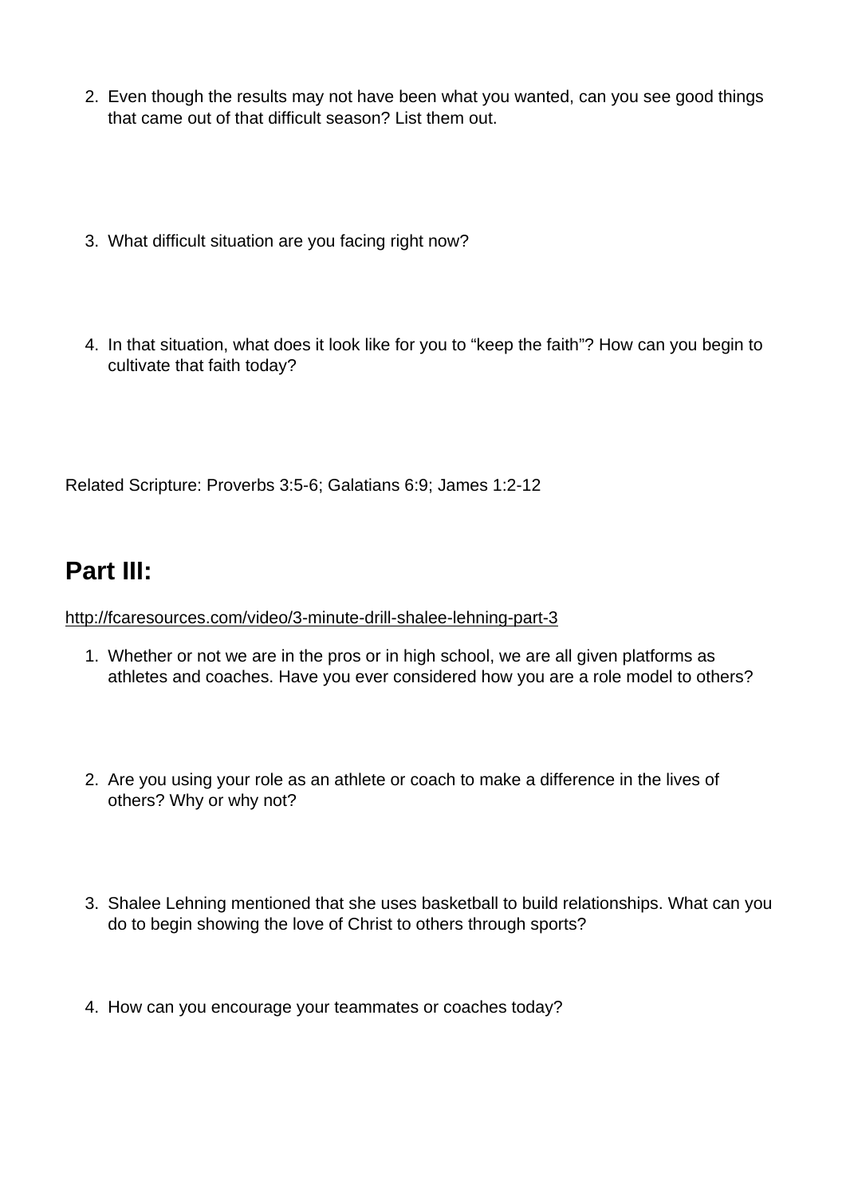2. Even though the results may not have been what you wanted, can you see good things that came out of that difficult season? List them out.

3. What difficult situation are you facing right now?

4. In that situation, what does it look like for you to “keep the faith”? How can you begin to cultivate that faith today?

Related Scripture: Proverbs 3:5-6; Galatians 6:9; James 1:2-12

## Part III:

http://fcaresources.com/video/3-minute-drill-shalee-lehning-part-3

1. Whether or not we are in the pros or in high school, we are all given platforms as athletes and coaches. Have you ever considered how you are a role model to others?

2. Are you using your role as an athlete or coach to make a difference in the lives of others? Why or why not?

3. Shalee Lehning mentioned that she uses basketball to build relationships. What can you do to begin showing the love of Christ to others through sports?

4. How can you encourage your teammates or coaches today?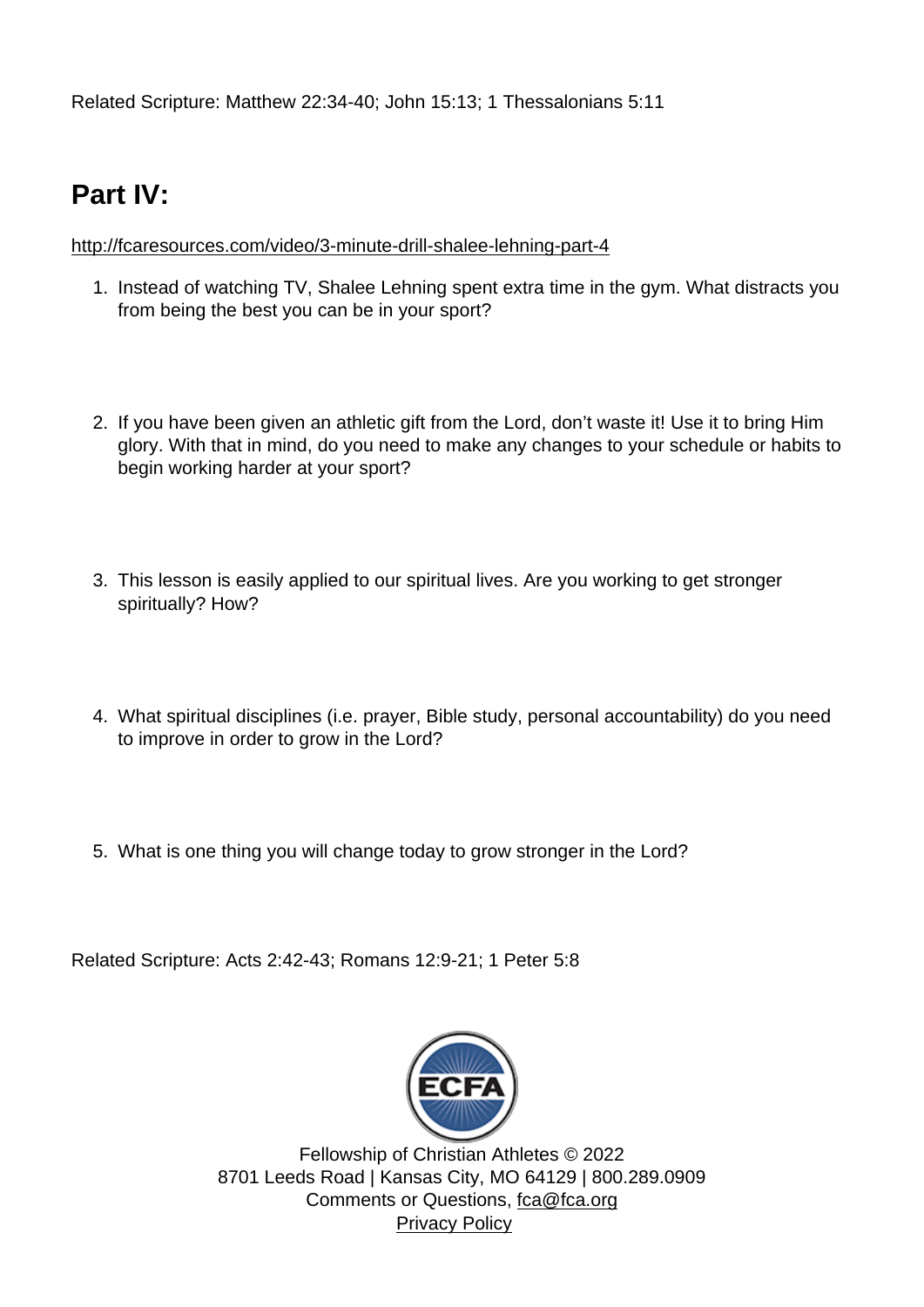Related Scripture: Matthew 22:34-40; John 15:13; 1 Thessalonians 5:11

## Part IV:

http://fcaresources.com/video/3-minute-drill-shalee-lehning-part-4

1. Instead of watching TV, Shalee Lehning spent extra time in the gym. What distracts you from being the best you can be in your sport?
2. If you have been given an athletic gift from the Lord, don't waste it! Use it to bring Him glory. With that in mind, do you need to make any changes to your schedule or habits to begin working harder at your sport?
3. This lesson is easily applied to our spiritual lives. Are you working to get stronger spiritually? How?
4. What spiritual disciplines (i.e. prayer, Bible study, personal accountability) do you need to improve in order to grow in the Lord?
5. What is one thing you will change today to grow stronger in the Lord?

Related Scripture: Acts 2:42-43; Romans 12:9-21; 1 Peter 5:8

ECFA

Fellowship of Christian Athletes © 2022
8701 Leeds Road | Kansas City, MO 64129 | 800.289.0909
Comments or Questions, fca@fca.org
Privacy Policy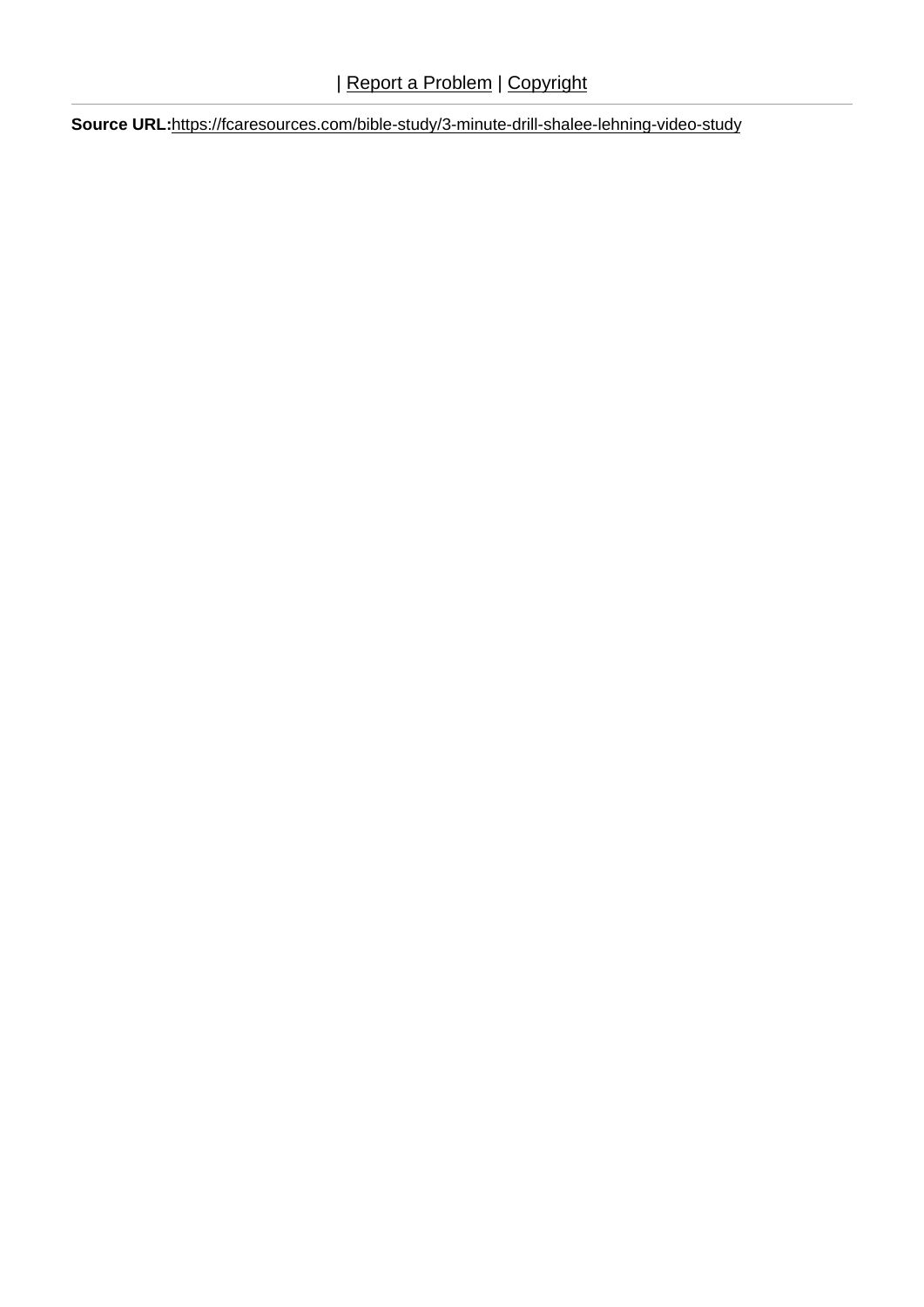| [Report a Problem] | [Copyright]

**Source URL:** https://fcaresources.com/bible-study/3-minute-drill-shalee-lehning-video-study